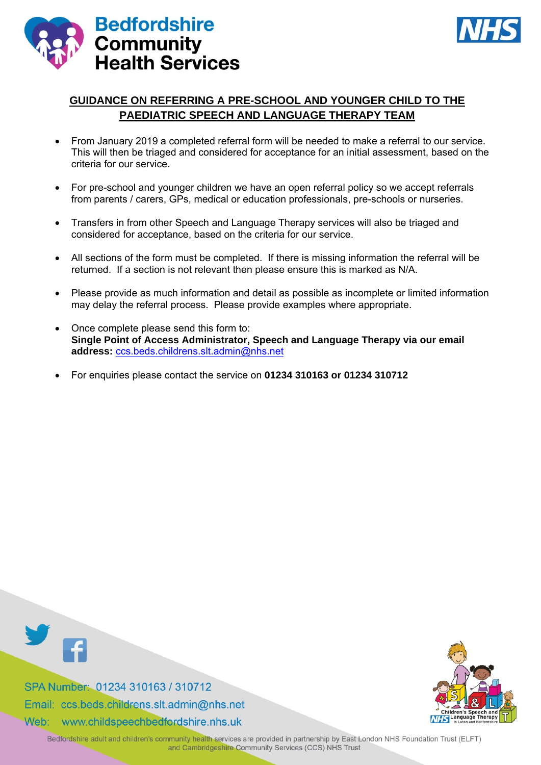# GUIDANCE ON REFERRING A PRE-SCHOOL AND YOUNGER CHILD TO THE PAEDIATRIC SPEECH AND LANGUAGE THERAPY TEAM

- From January 2019 a completed referral form will be needed to make a referral to our service. This will then be triaged and considered for acceptance for an initial assessment, based on the criteria for our service.
- For pre-school and younger children we have an open referral policy so we accept referrals from parents / carers, GPs, medical or education professionals, pre-schools or nurseries.
- Transfers in from other Speech and Language Therapy services will also be triaged and considered for acceptance, based on the criteria for our service.
- All sections of the form must be completed. If there is missing information the referral will be returned. If a section is not relevant then please ensure this is marked as N/A.
- Please provide as much information and detail as possible as incomplete or limited information may delay the referral process. Please provide examples where appropriate.
- Once complete please send this form to:
  **Single Point of Access Administrator, Speech and Language Therapy via our email address:** ccs.beds.childrens.slt.admin@nhs.net
- For enquiries please contact the service on **01234 310163 or 01234 310712**

SPA Number: 01234 310163 / 310712
Email: ccs.beds.childrens.slt.admin@nhs.net
Web: www.childspeechbedfordshire.nhs.uk

Bedfordshire adult and children's community health services are provided in partnership by East London NHS Foundation Trust (ELFT) and Cambridgeshire Community Services (CCS) NHS Trust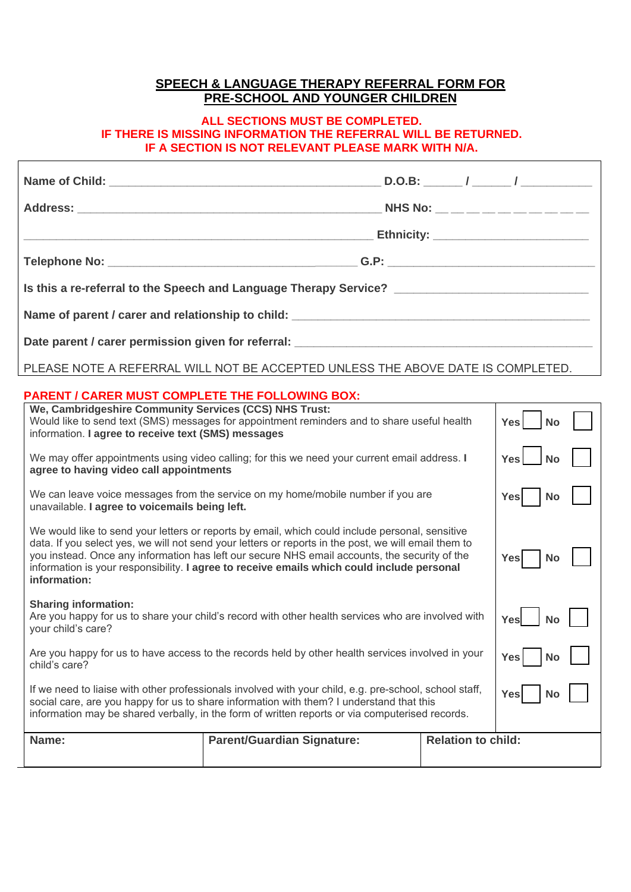## SPEECH & LANGUAGE THERAPY REFERRAL FORM FOR PRE-SCHOOL AND YOUNGER CHILDREN

**ALL SECTIONS MUST BE COMPLETED.**
**IF THERE IS MISSING INFORMATION THE REFERRAL WILL BE RETURNED.**
**IF A SECTION IS NOT RELEVANT PLEASE MARK WITH N/A.**

**Name of Child:** ________________________________ **D.O.B:** _____ / _____ / _________

**Address:** ________________________________ **NHS No:** __ __ __ __ __ __ __ __ __ __

________________________________ **Ethnicity:** ____________________

**Telephone No:** ________________________________ **G.P:** ____________________

**Is this a re-referral to the Speech and Language Therapy Service?** ____________________

**Name of parent / carer and relationship to child:** ________________________________

**Date parent / carer permission given for referral:** ________________________________

PLEASE NOTE A REFERRAL WILL NOT BE ACCEPTED UNLESS THE ABOVE DATE IS COMPLETED.

**PARENT / CARER MUST COMPLETE THE FOLLOWING BOX:**

| | |
|---|---|
| **We, Cambridgeshire Community Services (CCS) NHS Trust:** Would like to send text (SMS) messages for appointment reminders and to share useful health information. **I agree to receive text (SMS) messages** | Yes ☐ No ☐ |
| We may offer appointments using video calling; for this we need your current email address. **I agree to having video call appointments** | Yes ☐ No ☐ |
| We can leave voice messages from the service on my home/mobile number if you are unavailable. **I agree to voicemails being left.** | Yes ☐ No ☐ |
| We would like to send your letters or reports by email, which could include personal, sensitive data. If you select yes, we will not send your letters or reports in the post, we will email them to you instead. Once any information has left our secure NHS email accounts, the security of the information is your responsibility. **I agree to receive emails which could include personal information:** | Yes ☐ No ☐ |
| **Sharing information:** Are you happy for us to share your child's record with other health services who are involved with your child's care? | Yes ☐ No ☐ |
| Are you happy for us to have access to the records held by other health services involved in your child's care? | Yes ☐ No ☐ |
| If we need to liaise with other professionals involved with your child, e.g. pre-school, school staff, social care, are you happy for us to share information with them? I understand that this information may be shared verbally, in the form of written reports or via computerised records. | Yes ☐ No ☐ |

| **Name:** | **Parent/Guardian Signature:** | **Relation to child:** |
|---|---|---|
| | | |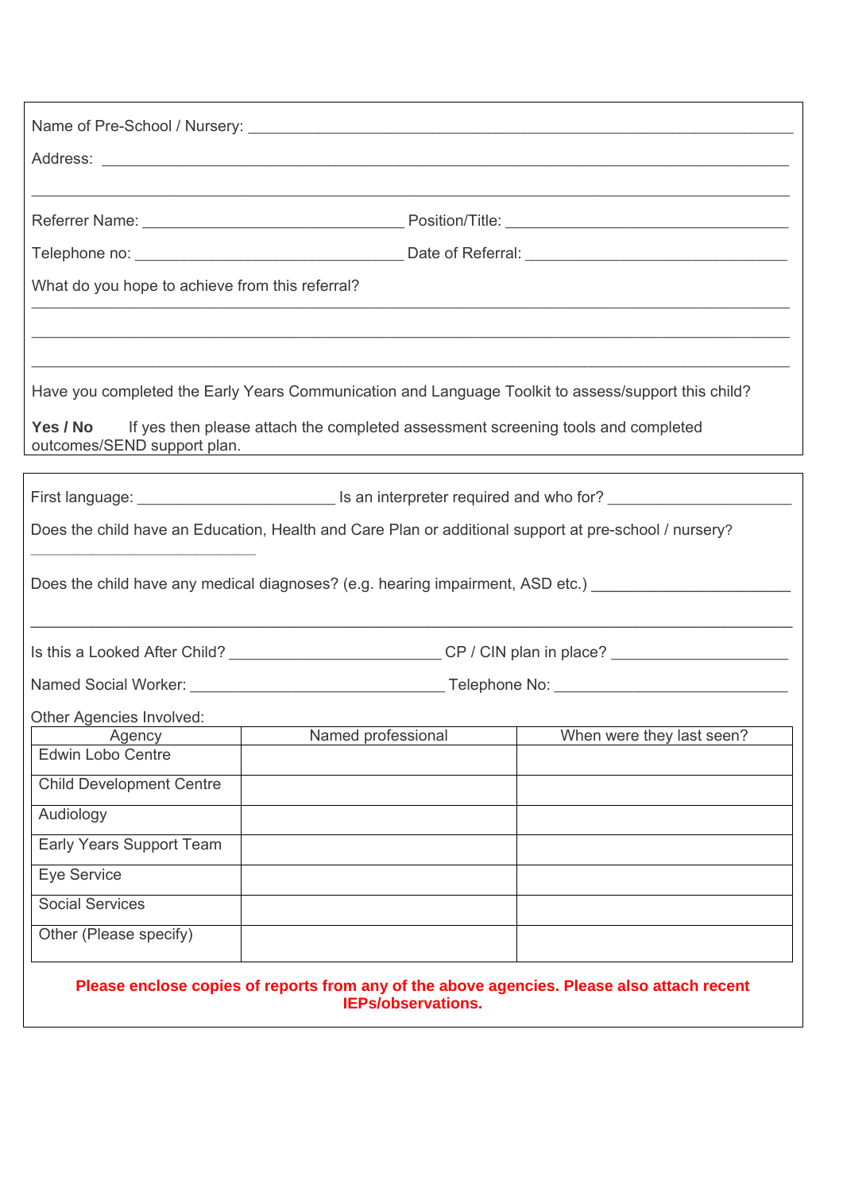Name of Pre-School / Nursery: ______________________________________________________________

Address: ____________________________________________________________________________

_________________________________________________________________________________

Referrer Name: ______________________________ Position/Title: _________________________________

Telephone no: _______________________________ Date of Referral: ______________________________

What do you hope to achieve from this referral?

_________________________________________________________________________________

_________________________________________________________________________________

_________________________________________________________________________________

Have you completed the Early Years Communication and Language Toolkit to assess/support this child?

**Yes / No** If yes then please attach the completed assessment screening tools and completed outcomes/SEND support plan.

First language: ______________________ Is an interpreter required and who for? ____________________

Does the child have an Education, Health and Care Plan or additional support at pre-school / nursery?

__________________________

Does the child have any medical diagnoses? (e.g. hearing impairment, ASD etc.) _____________________

_________________________________________________________________________________

Is this a Looked After Child? ________________________ CP / CIN plan in place? ___________________

Named Social Worker: _____________________________ Telephone No: __________________________

Other Agencies Involved:

| Agency | Named professional | When were they last seen? |
|---|---|---|
| Edwin Lobo Centre | | |
| Child Development Centre | | |
| Audiology | | |
| Early Years Support Team | | |
| Eye Service | | |
| Social Services | | |
| Other (Please specify) | | |

**Please enclose copies of reports from any of the above agencies. Please also attach recent IEPs/observations.**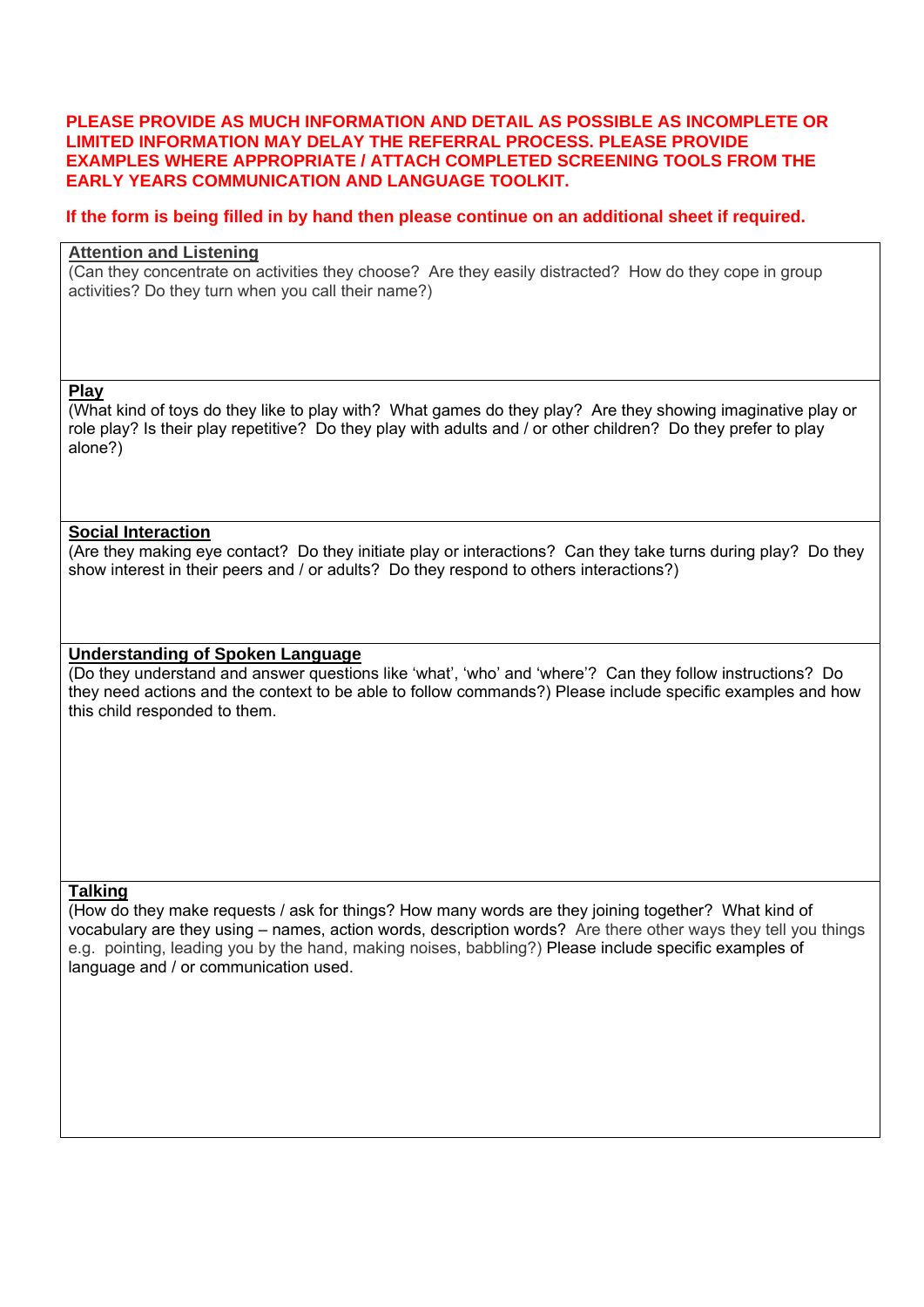**PLEASE PROVIDE AS MUCH INFORMATION AND DETAIL AS POSSIBLE AS INCOMPLETE OR LIMITED INFORMATION MAY DELAY THE REFERRAL PROCESS. PLEASE PROVIDE EXAMPLES WHERE APPROPRIATE / ATTACH COMPLETED SCREENING TOOLS FROM THE EARLY YEARS COMMUNICATION AND LANGUAGE TOOLKIT.**

**If the form is being filled in by hand then please continue on an additional sheet if required.**

| **Attention and Listening**<br>(Can they concentrate on activities they choose? Are they easily distracted? How do they cope in group activities? Do they turn when you call their name?) |
|---|
| **Play**<br>(What kind of toys do they like to play with? What games do they play? Are they showing imaginative play or role play? Is their play repetitive? Do they play with adults and / or other children? Do they prefer to play alone?) |
| **Social Interaction**<br>(Are they making eye contact? Do they initiate play or interactions? Can they take turns during play? Do they show interest in their peers and / or adults? Do they respond to others interactions?) |
| **Understanding of Spoken Language**<br>(Do they understand and answer questions like 'what', 'who' and 'where'? Can they follow instructions? Do they need actions and the context to be able to follow commands?) Please include specific examples and how this child responded to them. |
| **Talking**<br>(How do they make requests / ask for things? How many words are they joining together? What kind of vocabulary are they using – names, action words, description words? Are there other ways they tell you things e.g. pointing, leading you by the hand, making noises, babbling?) Please include specific examples of language and / or communication used. |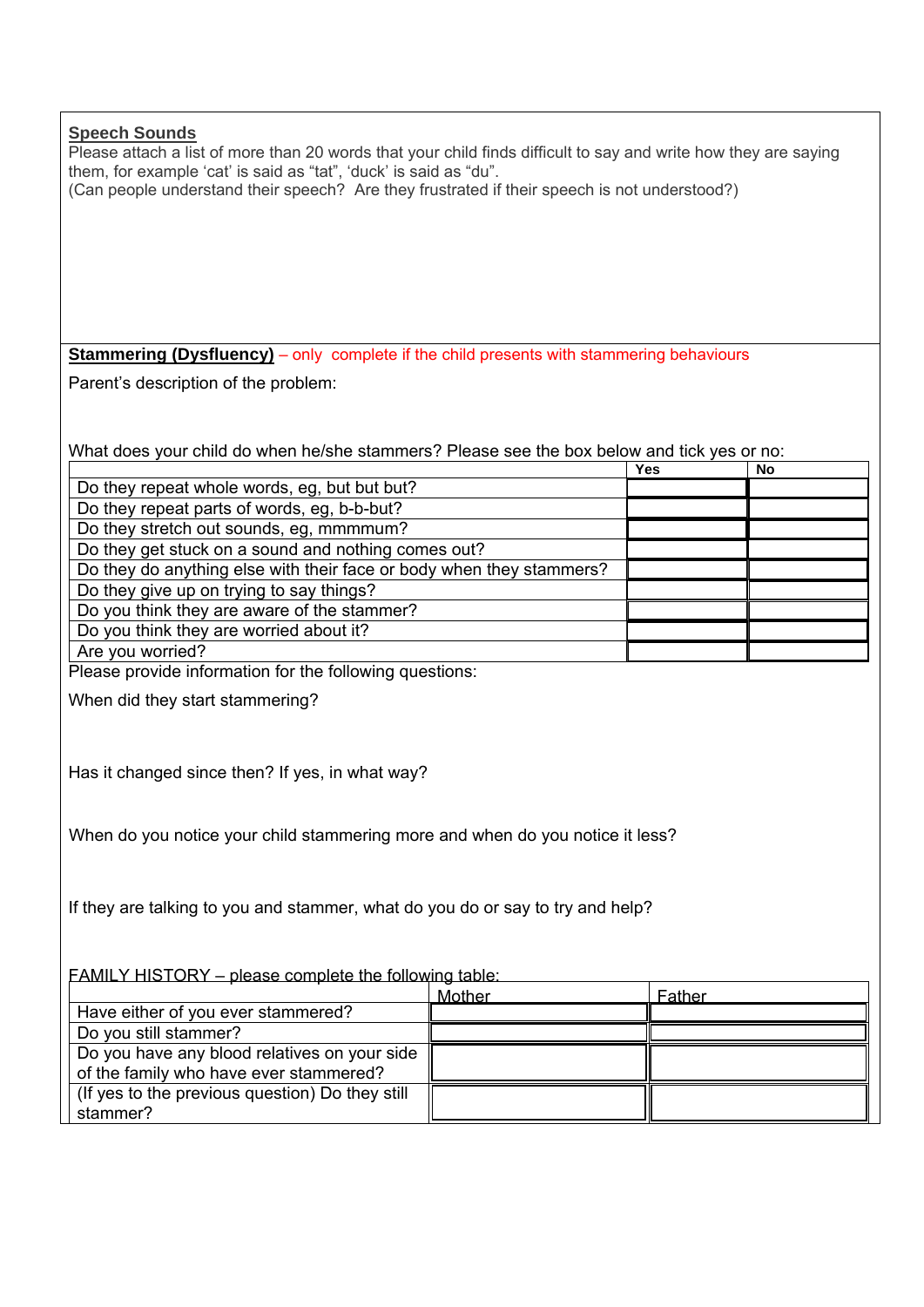**Speech Sounds**

Please attach a list of more than 20 words that your child finds difficult to say and write how they are saying them, for example 'cat' is said as "tat", 'duck' is said as "du".

(Can people understand their speech? Are they frustrated if their speech is not understood?)

**Stammering (Dysfluency)** – only complete if the child presents with stammering behaviours

Parent's description of the problem:

What does your child do when he/she stammers? Please see the box below and tick yes or no:

| | Yes | No |
|---|---|---|
| Do they repeat whole words, eg, but but but? | | |
| Do they repeat parts of words, eg, b-b-but? | | |
| Do they stretch out sounds, eg, mmmmum? | | |
| Do they get stuck on a sound and nothing comes out? | | |
| Do they do anything else with their face or body when they stammers? | | |
| Do they give up on trying to say things? | | |
| Do you think they are aware of the stammer? | | |
| Do you think they are worried about it? | | |
| Are you worried? | | |

Please provide information for the following questions:

When did they start stammering?

Has it changed since then? If yes, in what way?

When do you notice your child stammering more and when do you notice it less?

If they are talking to you and stammer, what do you do or say to try and help?

FAMILY HISTORY – please complete the following table:

| | Mother | Father |
|---|---|---|
| Have either of you ever stammered? | | |
| Do you still stammer? | | |
| Do you have any blood relatives on your side of the family who have ever stammered? | | |
| (If yes to the previous question) Do they still stammer? | | |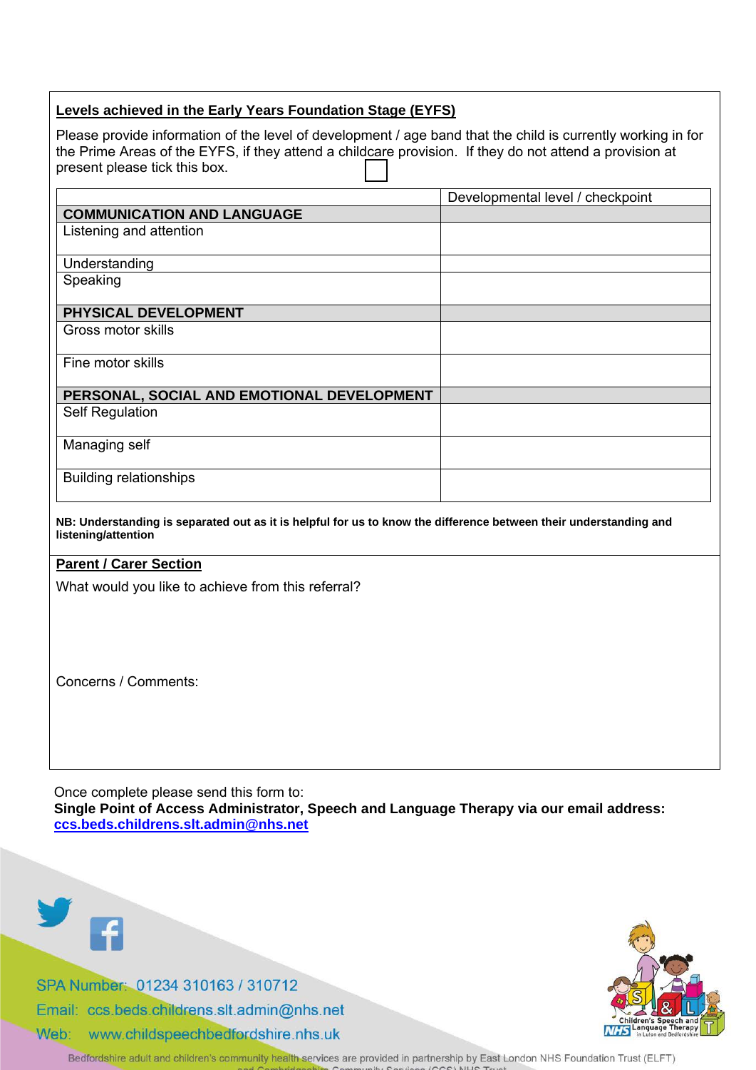**Levels achieved in the Early Years Foundation Stage (EYFS)**

Please provide information of the level of development / age band that the child is currently working in for the Prime Areas of the EYFS, if they attend a childcare provision. If they do not attend a provision at present please tick this box. ☐

| | Developmental level / checkpoint |
|---|---|
| **COMMUNICATION AND LANGUAGE** | |
| Listening and attention | |
| Understanding | |
| Speaking | |
| **PHYSICAL DEVELOPMENT** | |
| Gross motor skills | |
| Fine motor skills | |
| **PERSONAL, SOCIAL AND EMOTIONAL DEVELOPMENT** | |
| Self Regulation | |
| Managing self | |
| Building relationships | |

**NB: Understanding is separated out as it is helpful for us to know the difference between their understanding and listening/attention**

**Parent / Carer Section**

What would you like to achieve from this referral?

Concerns / Comments:

Once complete please send this form to:
**Single Point of Access Administrator, Speech and Language Therapy via our email address:** **ccs.beds.childrens.slt.admin@nhs.net**

SPA Number: 01234 310163 / 310712
Email: ccs.beds.childrens.slt.admin@nhs.net
Web: www.childspeechbedfordshire.nhs.uk

Bedfordshire adult and children's community health services are provided in partnership by East London NHS Foundation Trust (ELFT) and Cambridgeshire Community Services (CCS) NHS Trust